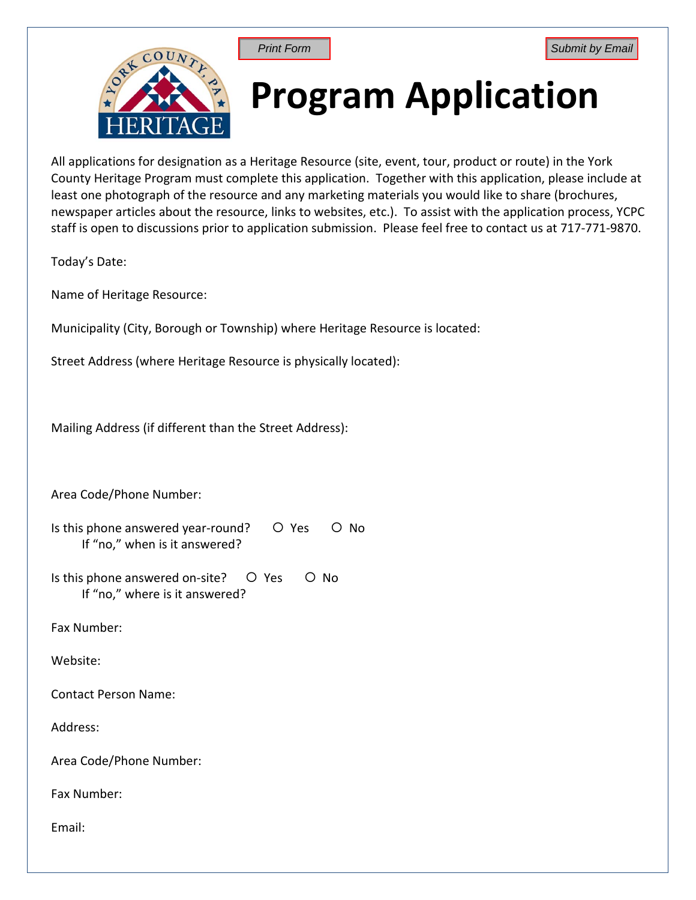Print Form

Submit by Email

# Program Application

All applications for designation as a Heritage Resource (site, event, tour, product or route) in the York County Heritage Program must complete this application. Together with this application, please include at least one photograph of the resource and any marketing materials you would like to share (brochures, newspaper articles about the resource, links to websites, etc.). To assist with the application process, YCPC staff is open to discussions prior to application submission. Please feel free to contact us at 717-771-9870.

Today's Date:

Name of Heritage Resource:

Municipality (City, Borough or Township) where Heritage Resource is located:

Street Address (where Heritage Resource is physically located):

Mailing Address (if different than the Street Address):

Area Code/Phone Number:

Is this phone answered year-round? ○ Yes ○ No
If "no," when is it answered?

Is this phone answered on-site? ○ Yes ○ No
If "no," where is it answered?

Fax Number:

Website:

Contact Person Name:

Address:

Area Code/Phone Number:

Fax Number:

Email: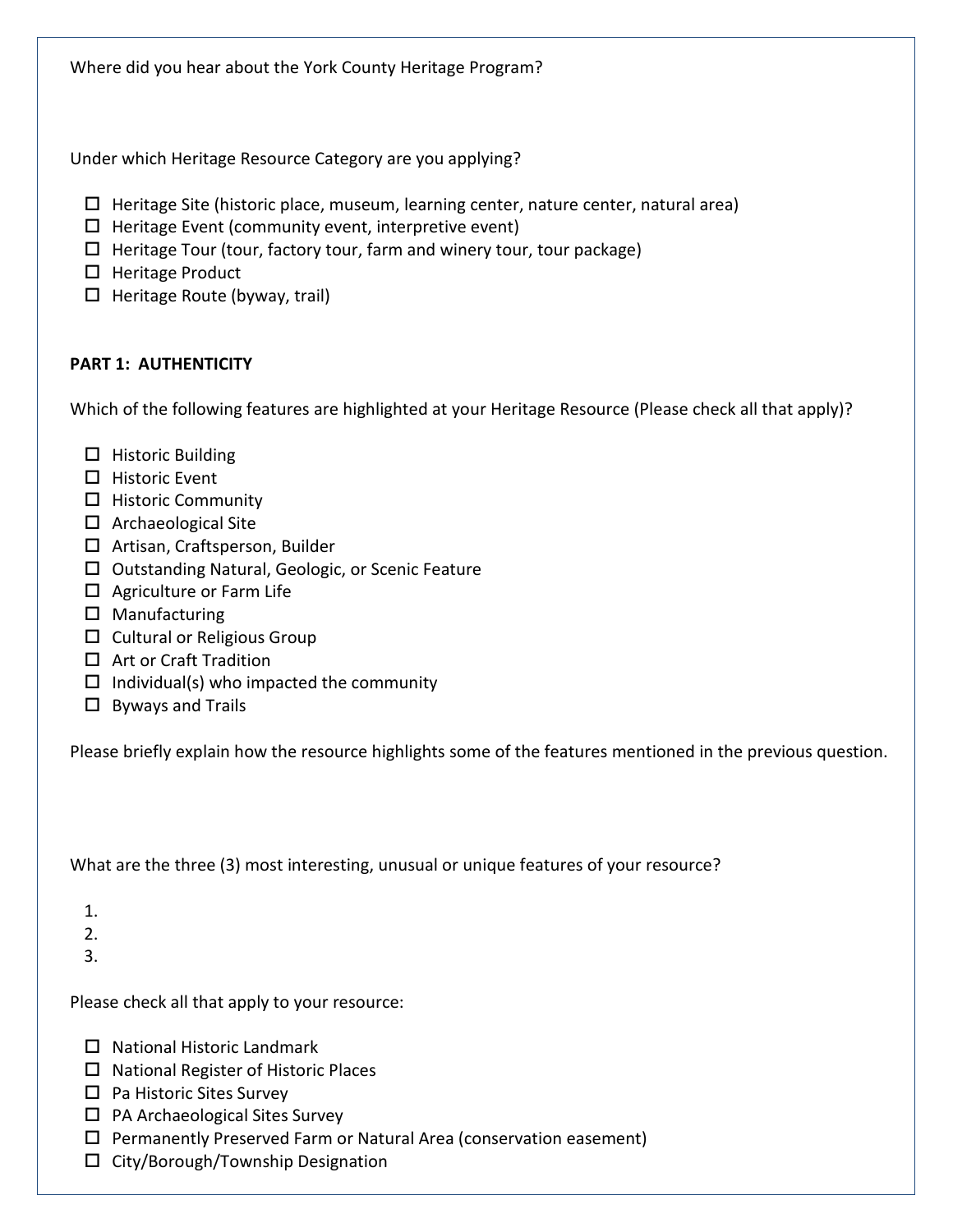Where did you hear about the York County Heritage Program?

Under which Heritage Resource Category are you applying?

- ☐ Heritage Site (historic place, museum, learning center, nature center, natural area)
- ☐ Heritage Event (community event, interpretive event)
- ☐ Heritage Tour (tour, factory tour, farm and winery tour, tour package)
- ☐ Heritage Product
- ☐ Heritage Route (byway, trail)

**PART 1: AUTHENTICITY**

Which of the following features are highlighted at your Heritage Resource (Please check all that apply)?

- ☐ Historic Building
- ☐ Historic Event
- ☐ Historic Community
- ☐ Archaeological Site
- ☐ Artisan, Craftsperson, Builder
- ☐ Outstanding Natural, Geologic, or Scenic Feature
- ☐ Agriculture or Farm Life
- ☐ Manufacturing
- ☐ Cultural or Religious Group
- ☐ Art or Craft Tradition
- ☐ Individual(s) who impacted the community
- ☐ Byways and Trails

Please briefly explain how the resource highlights some of the features mentioned in the previous question.

What are the three (3) most interesting, unusual or unique features of your resource?

1.
2.
3.

Please check all that apply to your resource:

- ☐ National Historic Landmark
- ☐ National Register of Historic Places
- ☐ Pa Historic Sites Survey
- ☐ PA Archaeological Sites Survey
- ☐ Permanently Preserved Farm or Natural Area (conservation easement)
- ☐ City/Borough/Township Designation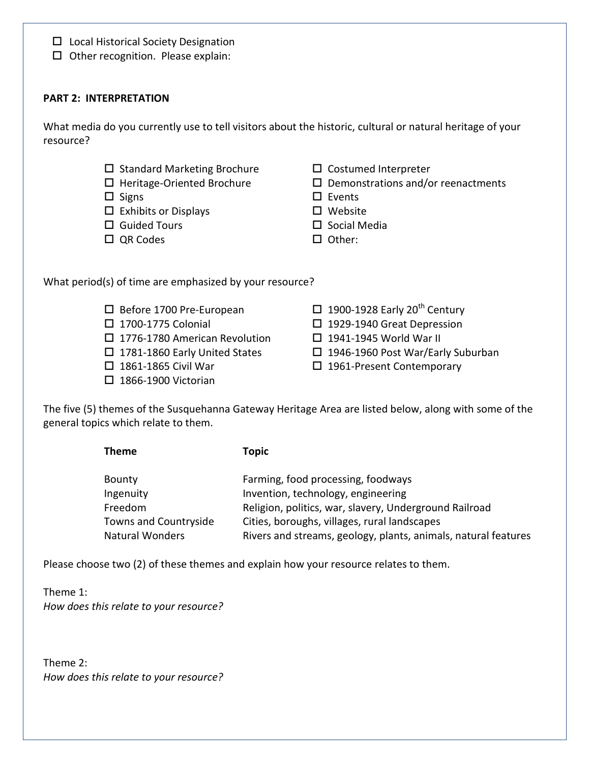- ☐ Local Historical Society Designation
- ☐ Other recognition. Please explain:

**PART 2: INTERPRETATION**

What media do you currently use to tell visitors about the historic, cultural or natural heritage of your resource?

- ☐ Standard Marketing Brochure
- ☐ Heritage-Oriented Brochure
- ☐ Signs
- ☐ Exhibits or Displays
- ☐ Guided Tours
- ☐ QR Codes
- ☐ Costumed Interpreter
- ☐ Demonstrations and/or reenactments
- ☐ Events
- ☐ Website
- ☐ Social Media
- ☐ Other:

What period(s) of time are emphasized by your resource?

- ☐ Before 1700 Pre-European
- ☐ 1700-1775 Colonial
- ☐ 1776-1780 American Revolution
- ☐ 1781-1860 Early United States
- ☐ 1861-1865 Civil War
- ☐ 1866-1900 Victorian
- ☐ 1900-1928 Early 20th Century
- ☐ 1929-1940 Great Depression
- ☐ 1941-1945 World War II
- ☐ 1946-1960 Post War/Early Suburban
- ☐ 1961-Present Contemporary

The five (5) themes of the Susquehanna Gateway Heritage Area are listed below, along with some of the general topics which relate to them.

| Theme | Topic |
|---|---|
| Bounty | Farming, food processing, foodways |
| Ingenuity | Invention, technology, engineering |
| Freedom | Religion, politics, war, slavery, Underground Railroad |
| Towns and Countryside | Cities, boroughs, villages, rural landscapes |
| Natural Wonders | Rivers and streams, geology, plants, animals, natural features |

Please choose two (2) of these themes and explain how your resource relates to them.

Theme 1:

*How does this relate to your resource?*

Theme 2:

*How does this relate to your resource?*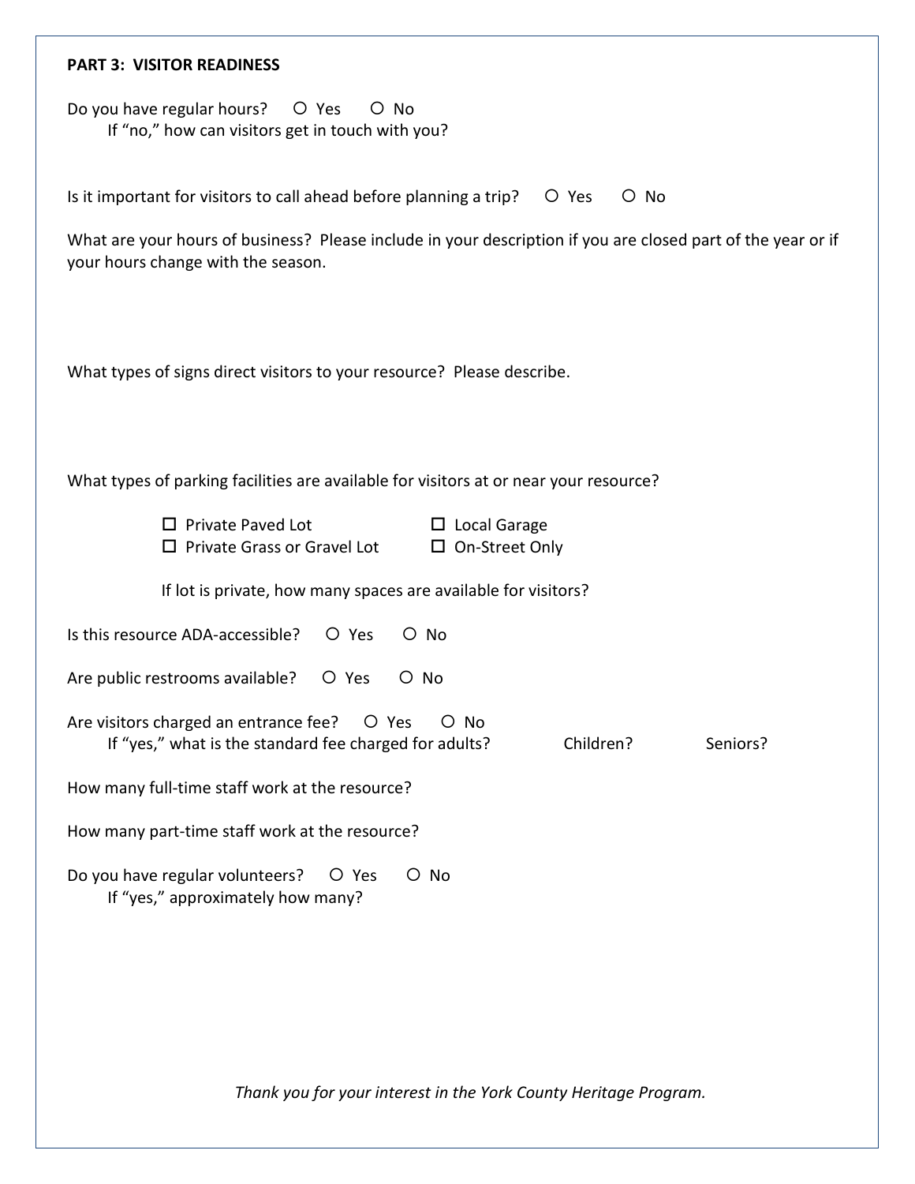**PART 3: VISITOR READINESS**

Do you have regular hours? ○ Yes ○ No

If "no," how can visitors get in touch with you?

Is it important for visitors to call ahead before planning a trip? ○ Yes ○ No

What are your hours of business? Please include in your description if you are closed part of the year or if your hours change with the season.

What types of signs direct visitors to your resource? Please describe.

What types of parking facilities are available for visitors at or near your resource?

- ☐ Private Paved Lot
- ☐ Private Grass or Gravel Lot
- ☐ Local Garage
- ☐ On-Street Only

If lot is private, how many spaces are available for visitors?

Is this resource ADA-accessible? ○ Yes ○ No

Are public restrooms available? ○ Yes ○ No

Are visitors charged an entrance fee? ○ Yes ○ No

If "yes," what is the standard fee charged for adults? Children? Seniors?

How many full-time staff work at the resource?

How many part-time staff work at the resource?

Do you have regular volunteers? ○ Yes ○ No

If "yes," approximately how many?

*Thank you for your interest in the York County Heritage Program.*